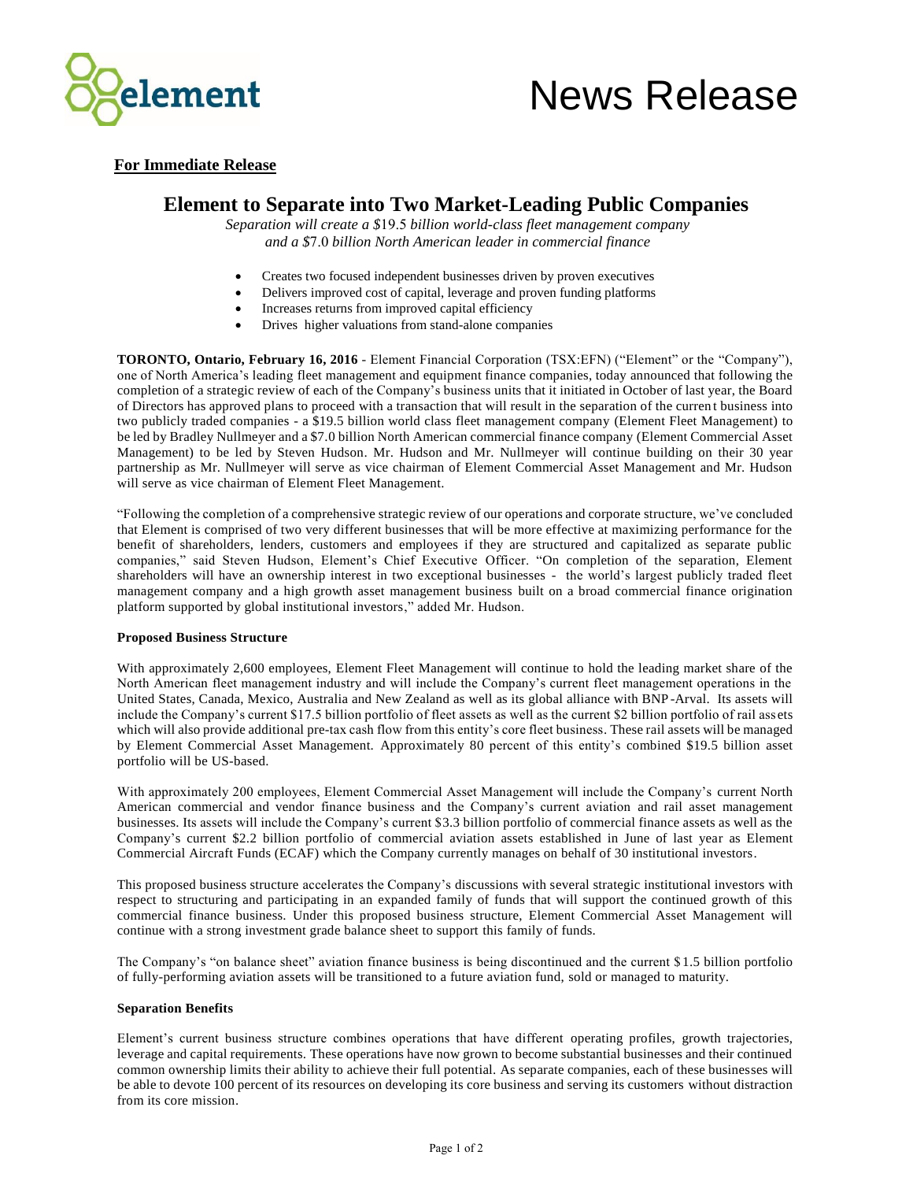element

# News Release

**For Immediate Release**

## Element to Separate into Two Market-Leading Public Companies

*Separation will create a $19.5 billion world-class fleet management company and a $7.0 billion North American leader in commercial finance*

- Creates two focused independent businesses driven by proven executives
- Delivers improved cost of capital, leverage and proven funding platforms
- Increases returns from improved capital efficiency
- Drives higher valuations from stand-alone companies

**TORONTO, Ontario, February 16, 2016** - Element Financial Corporation (TSX:EFN) ("Element" or the "Company"), one of North America's leading fleet management and equipment finance companies, today announced that following the completion of a strategic review of each of the Company's business units that it initiated in October of last year, the Board of Directors has approved plans to proceed with a transaction that will result in the separation of the current business into two publicly traded companies - a $19.5 billion world class fleet management company (Element Fleet Management) to be led by Bradley Nullmeyer and a $7.0 billion North American commercial finance company (Element Commercial Asset Management) to be led by Steven Hudson. Mr. Hudson and Mr. Nullmeyer will continue building on their 30 year partnership as Mr. Nullmeyer will serve as vice chairman of Element Commercial Asset Management and Mr. Hudson will serve as vice chairman of Element Fleet Management.

"Following the completion of a comprehensive strategic review of our operations and corporate structure, we've concluded that Element is comprised of two very different businesses that will be more effective at maximizing performance for the benefit of shareholders, lenders, customers and employees if they are structured and capitalized as separate public companies," said Steven Hudson, Element's Chief Executive Officer. "On completion of the separation, Element shareholders will have an ownership interest in two exceptional businesses - the world's largest publicly traded fleet management company and a high growth asset management business built on a broad commercial finance origination platform supported by global institutional investors," added Mr. Hudson.

**Proposed Business Structure**

With approximately 2,600 employees, Element Fleet Management will continue to hold the leading market share of the North American fleet management industry and will include the Company's current fleet management operations in the United States, Canada, Mexico, Australia and New Zealand as well as its global alliance with BNP-Arval. Its assets will include the Company's current $17.5 billion portfolio of fleet assets as well as the current $2 billion portfolio of rail assets which will also provide additional pre-tax cash flow from this entity's core fleet business. These rail assets will be managed by Element Commercial Asset Management. Approximately 80 percent of this entity's combined $19.5 billion asset portfolio will be US-based.

With approximately 200 employees, Element Commercial Asset Management will include the Company's current North American commercial and vendor finance business and the Company's current aviation and rail asset management businesses. Its assets will include the Company's current $3.3 billion portfolio of commercial finance assets as well as the Company's current $2.2 billion portfolio of commercial aviation assets established in June of last year as Element Commercial Aircraft Funds (ECAF) which the Company currently manages on behalf of 30 institutional investors.

This proposed business structure accelerates the Company's discussions with several strategic institutional investors with respect to structuring and participating in an expanded family of funds that will support the continued growth of this commercial finance business. Under this proposed business structure, Element Commercial Asset Management will continue with a strong investment grade balance sheet to support this family of funds.

The Company's "on balance sheet" aviation finance business is being discontinued and the current $1.5 billion portfolio of fully-performing aviation assets will be transitioned to a future aviation fund, sold or managed to maturity.

**Separation Benefits**

Element's current business structure combines operations that have different operating profiles, growth trajectories, leverage and capital requirements. These operations have now grown to become substantial businesses and their continued common ownership limits their ability to achieve their full potential. As separate companies, each of these businesses will be able to devote 100 percent of its resources on developing its core business and serving its customers without distraction from its core mission.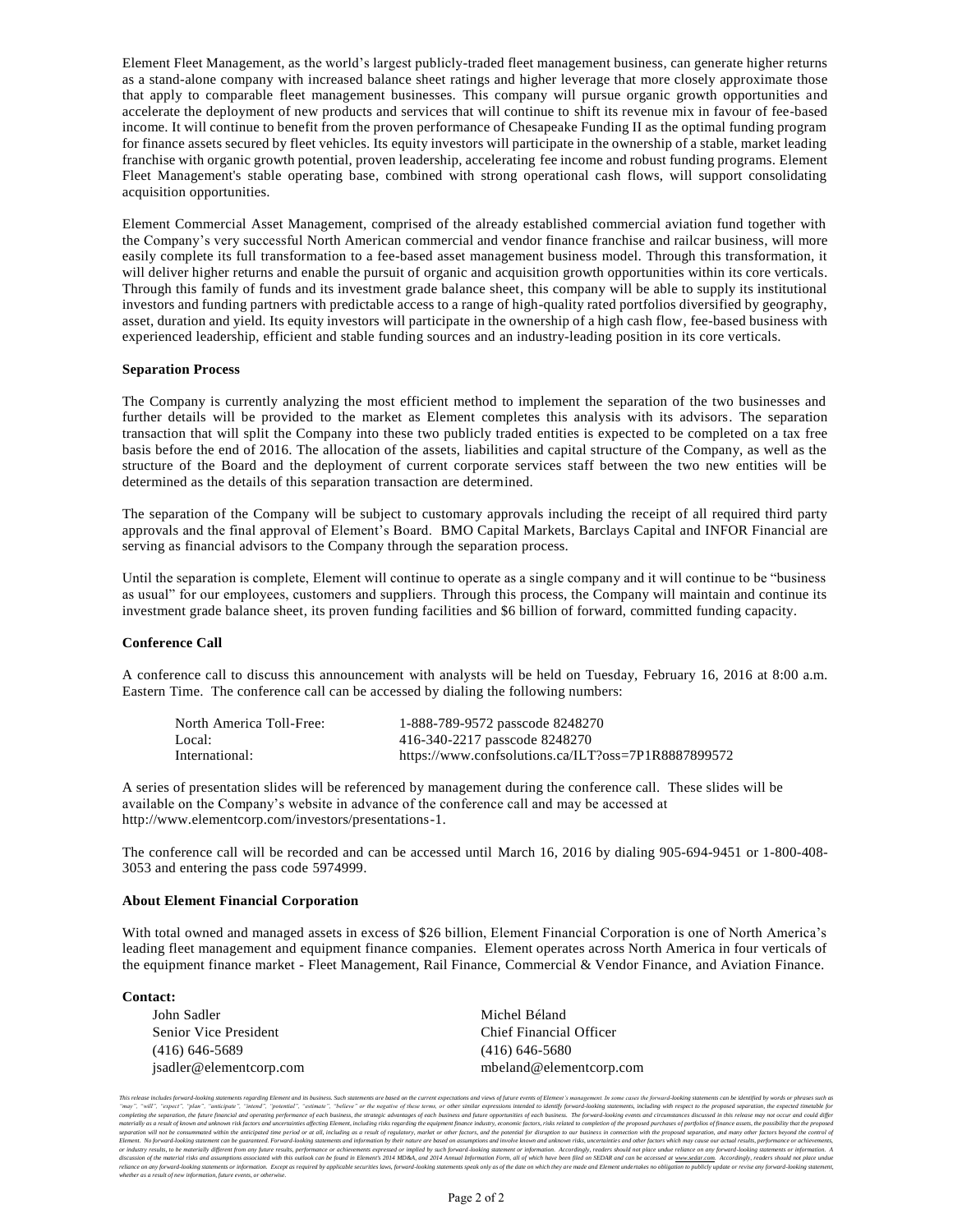Element Fleet Management, as the world's largest publicly-traded fleet management business, can generate higher returns as a stand-alone company with increased balance sheet ratings and higher leverage that more closely approximate those that apply to comparable fleet management businesses. This company will pursue organic growth opportunities and accelerate the deployment of new products and services that will continue to shift its revenue mix in favour of fee-based income. It will continue to benefit from the proven performance of Chesapeake Funding II as the optimal funding program for finance assets secured by fleet vehicles. Its equity investors will participate in the ownership of a stable, market leading franchise with organic growth potential, proven leadership, accelerating fee income and robust funding programs. Element Fleet Management's stable operating base, combined with strong operational cash flows, will support consolidating acquisition opportunities.

Element Commercial Asset Management, comprised of the already established commercial aviation fund together with the Company's very successful North American commercial and vendor finance franchise and railcar business, will more easily complete its full transformation to a fee-based asset management business model. Through this transformation, it will deliver higher returns and enable the pursuit of organic and acquisition growth opportunities within its core verticals. Through this family of funds and its investment grade balance sheet, this company will be able to supply its institutional investors and funding partners with predictable access to a range of high-quality rated portfolios diversified by geography, asset, duration and yield. Its equity investors will participate in the ownership of a high cash flow, fee-based business with experienced leadership, efficient and stable funding sources and an industry-leading position in its core verticals.

**Separation Process**

The Company is currently analyzing the most efficient method to implement the separation of the two businesses and further details will be provided to the market as Element completes this analysis with its advisors. The separation transaction that will split the Company into these two publicly traded entities is expected to be completed on a tax free basis before the end of 2016. The allocation of the assets, liabilities and capital structure of the Company, as well as the structure of the Board and the deployment of current corporate services staff between the two new entities will be determined as the details of this separation transaction are determined.

The separation of the Company will be subject to customary approvals including the receipt of all required third party approvals and the final approval of Element's Board. BMO Capital Markets, Barclays Capital and INFOR Financial are serving as financial advisors to the Company through the separation process.

Until the separation is complete, Element will continue to operate as a single company and it will continue to be "business as usual" for our employees, customers and suppliers. Through this process, the Company will maintain and continue its investment grade balance sheet, its proven funding facilities and $6 billion of forward, committed funding capacity.

**Conference Call**

A conference call to discuss this announcement with analysts will be held on Tuesday, February 16, 2016 at 8:00 a.m. Eastern Time. The conference call can be accessed by dialing the following numbers:

| | |
|---|---|
| North America Toll-Free: | 1-888-789-9572 passcode 8248270 |
| Local: | 416-340-2217 passcode 8248270 |
| International: | https://www.confsolutions.ca/ILT?oss=7P1R8887899572 |

A series of presentation slides will be referenced by management during the conference call. These slides will be available on the Company's website in advance of the conference call and may be accessed at http://www.elementcorp.com/investors/presentations-1.

The conference call will be recorded and can be accessed until March 16, 2016 by dialing 905-694-9451 or 1-800-408-3053 and entering the pass code 5974999.

**About Element Financial Corporation**

With total owned and managed assets in excess of $26 billion, Element Financial Corporation is one of North America's leading fleet management and equipment finance companies. Element operates across North America in four verticals of the equipment finance market - Fleet Management, Rail Finance, Commercial & Vendor Finance, and Aviation Finance.

**Contact:**

| | |
|---|---|
| John Sadler | Michel Béland |
| Senior Vice President | Chief Financial Officer |
| (416) 646-5689 | (416) 646-5680 |
| jsadler@elementcorp.com | mbeland@elementcorp.com |

*This release includes forward-looking statements regarding Element and its business. Such statements are based on the current expectations and views of future events of Element's management. In some cases the forward-looking statements can be identified by words or phrases such as "may", "will", "expect", "plan", "anticipate", "intend", "potential", "estimate", "believe" or the negative of these terms, or other similar expressions intended to identify forward-looking statements, including with respect to the proposed separation, the expected timetable for completing the separation, the future financial and operating performance of each business, the strategic advantages of each business and future opportunities of each business. The forward-looking events and circumstances discussed in this release may not occur and could differ materially as a result of known and unknown risk factors and uncertainties affecting Element, including risks regarding the equipment finance industry, economic factors, risks related to completion of the proposed purchases of portfolios of finance assets, the possibility that the proposed separation will not be consummated within the anticipated time period or at all, including as a result of regulatory, market or other factors, and the potential for disruption to our business in connection with the proposed separation, and many other factors beyond the control of Element. No forward-looking statement can be guaranteed. Forward-looking statements and information by their nature are based on assumptions and involve known and unknown risks, uncertainties and other factors which may cause our actual results, performance or achievements, or industry results, to be materially different from any future results, performance or achievements expressed or implied by such forward-looking statement or information. Accordingly, readers should not place undue reliance on any forward-looking statements or information. A discussion of the material risks and assumptions associated with this outlook can be found in Element's 2014 MD&A, and 2014 Annual Information Form, all of which have been filed on SEDAR and can be accessed at www.sedar.com. Accordingly, readers should not place undue reliance on any forward-looking statements or information. Except as required by applicable securities laws, forward-looking statements speak only as of the date on which they are made and Element undertakes no obligation to publicly update or revise any forward-looking statement, whether as a result of new information, future events, or otherwise.*